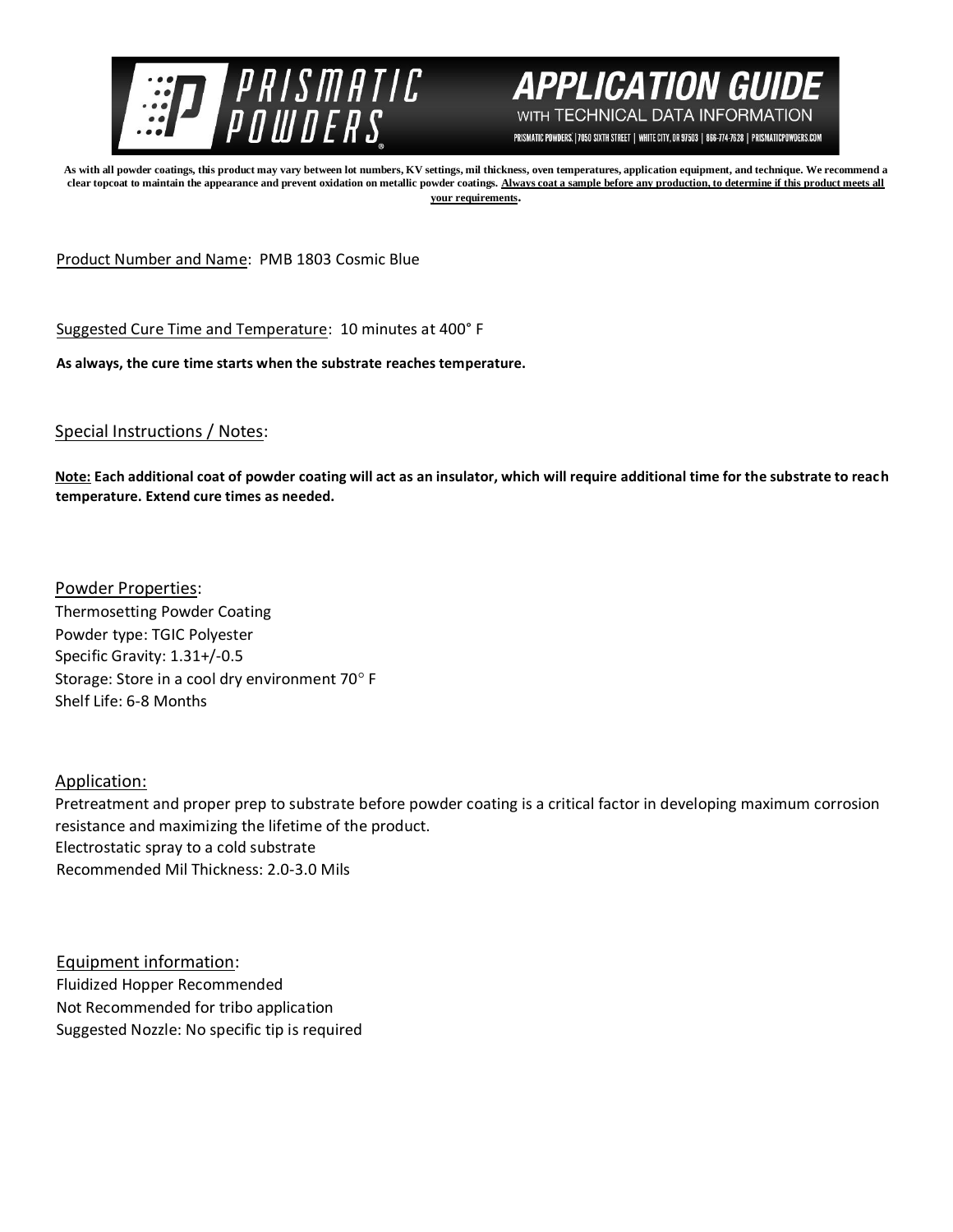# PRISMATIC POWDERS

## APPLICATION GUIDE WITH TECHNICAL DATA INFORMATION

PRISMATIC POWDERS. | 7050 SIXTH STREET | WHITE CITY, OR 97503 | 866-774-7628 | PRISMATICPOWDERS.COM

**As with all powder coatings, this product may vary between lot numbers, KV settings, mil thickness, oven temperatures, application equipment, and technique. We recommend a clear topcoat to maintain the appearance and prevent oxidation on metallic powder coatings. Always coat a sample before any production, to determine if this product meets all your requirements.**

Product Number and Name: PMB 1803 Cosmic Blue

Suggested Cure Time and Temperature: 10 minutes at 400° F

**As always, the cure time starts when the substrate reaches temperature.**

Special Instructions / Notes:

**Note: Each additional coat of powder coating will act as an insulator, which will require additional time for the substrate to reach temperature. Extend cure times as needed.**

Powder Properties:
Thermosetting Powder Coating
Powder type: TGIC Polyester
Specific Gravity: 1.31+/-0.5
Storage: Store in a cool dry environment 70° F
Shelf Life: 6-8 Months

Application:
Pretreatment and proper prep to substrate before powder coating is a critical factor in developing maximum corrosion resistance and maximizing the lifetime of the product.
Electrostatic spray to a cold substrate
Recommended Mil Thickness: 2.0-3.0 Mils

Equipment information:
Fluidized Hopper Recommended
Not Recommended for tribo application
Suggested Nozzle: No specific tip is required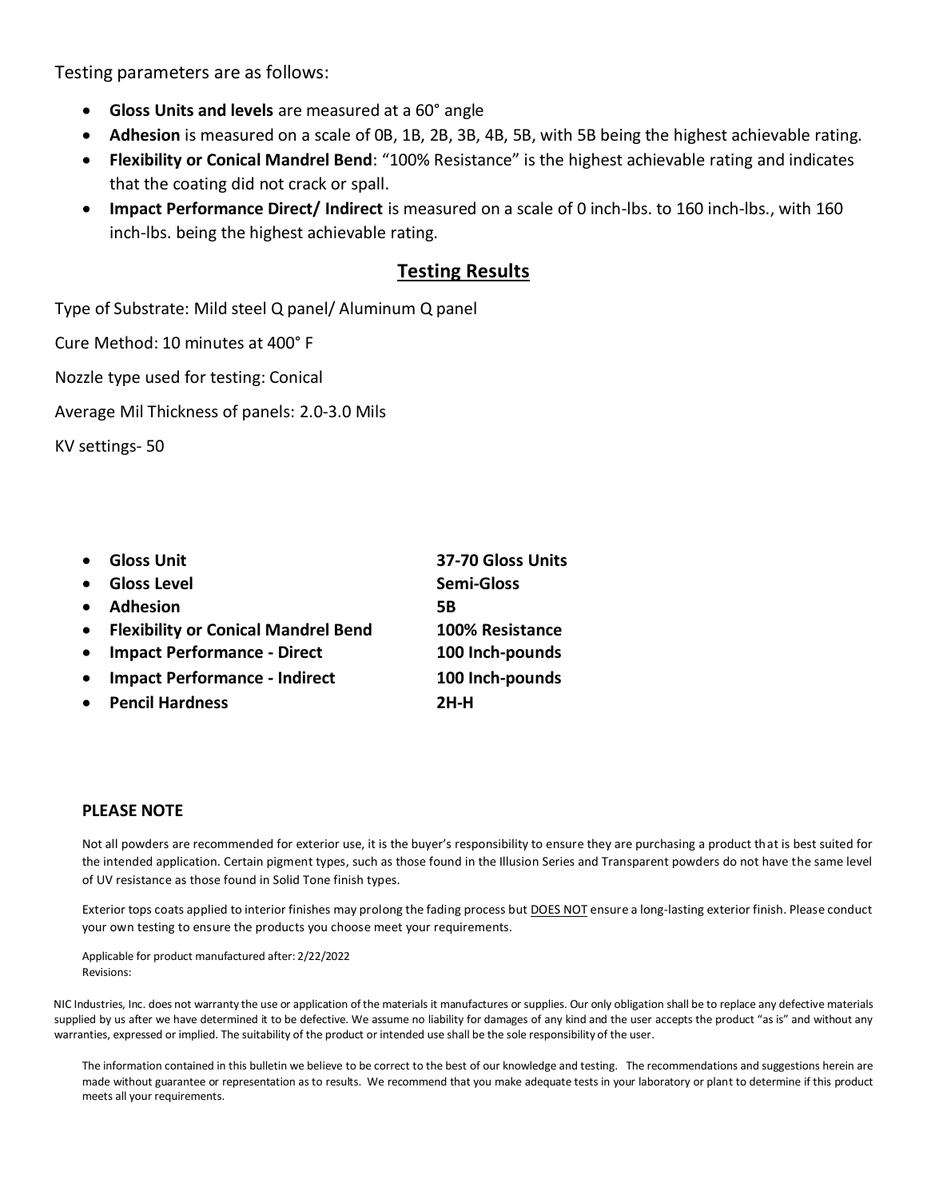Testing parameters are as follows:

- **Gloss Units and levels** are measured at a 60° angle
- **Adhesion** is measured on a scale of 0B, 1B, 2B, 3B, 4B, 5B, with 5B being the highest achievable rating.
- **Flexibility or Conical Mandrel Bend**: "100% Resistance" is the highest achievable rating and indicates that the coating did not crack or spall.
- **Impact Performance Direct/ Indirect** is measured on a scale of 0 inch-lbs. to 160 inch-lbs., with 160 inch-lbs. being the highest achievable rating.

## Testing Results

Type of Substrate: Mild steel Q panel/ Aluminum Q panel

Cure Method: 10 minutes at 400° F

Nozzle type used for testing: Conical

Average Mil Thickness of panels: 2.0-3.0 Mils

KV settings- 50

- **Gloss Unit** — **37-70 Gloss Units**
- **Gloss Level** — **Semi-Gloss**
- **Adhesion** — **5B**
- **Flexibility or Conical Mandrel Bend** — **100% Resistance**
- **Impact Performance - Direct** — **100 Inch-pounds**
- **Impact Performance - Indirect** — **100 Inch-pounds**
- **Pencil Hardness** — **2H-H**

### PLEASE NOTE

Not all powders are recommended for exterior use, it is the buyer's responsibility to ensure they are purchasing a product that is best suited for the intended application. Certain pigment types, such as those found in the Illusion Series and Transparent powders do not have the same level of UV resistance as those found in Solid Tone finish types.

Exterior tops coats applied to interior finishes may prolong the fading process but DOES NOT ensure a long-lasting exterior finish. Please conduct your own testing to ensure the products you choose meet your requirements.

Applicable for product manufactured after: 2/22/2022
Revisions:

NIC Industries, Inc. does not warranty the use or application of the materials it manufactures or supplies. Our only obligation shall be to replace any defective materials supplied by us after we have determined it to be defective. We assume no liability for damages of any kind and the user accepts the product "as is" and without any warranties, expressed or implied. The suitability of the product or intended use shall be the sole responsibility of the user.

The information contained in this bulletin we believe to be correct to the best of our knowledge and testing. The recommendations and suggestions herein are made without guarantee or representation as to results. We recommend that you make adequate tests in your laboratory or plant to determine if this product meets all your requirements.